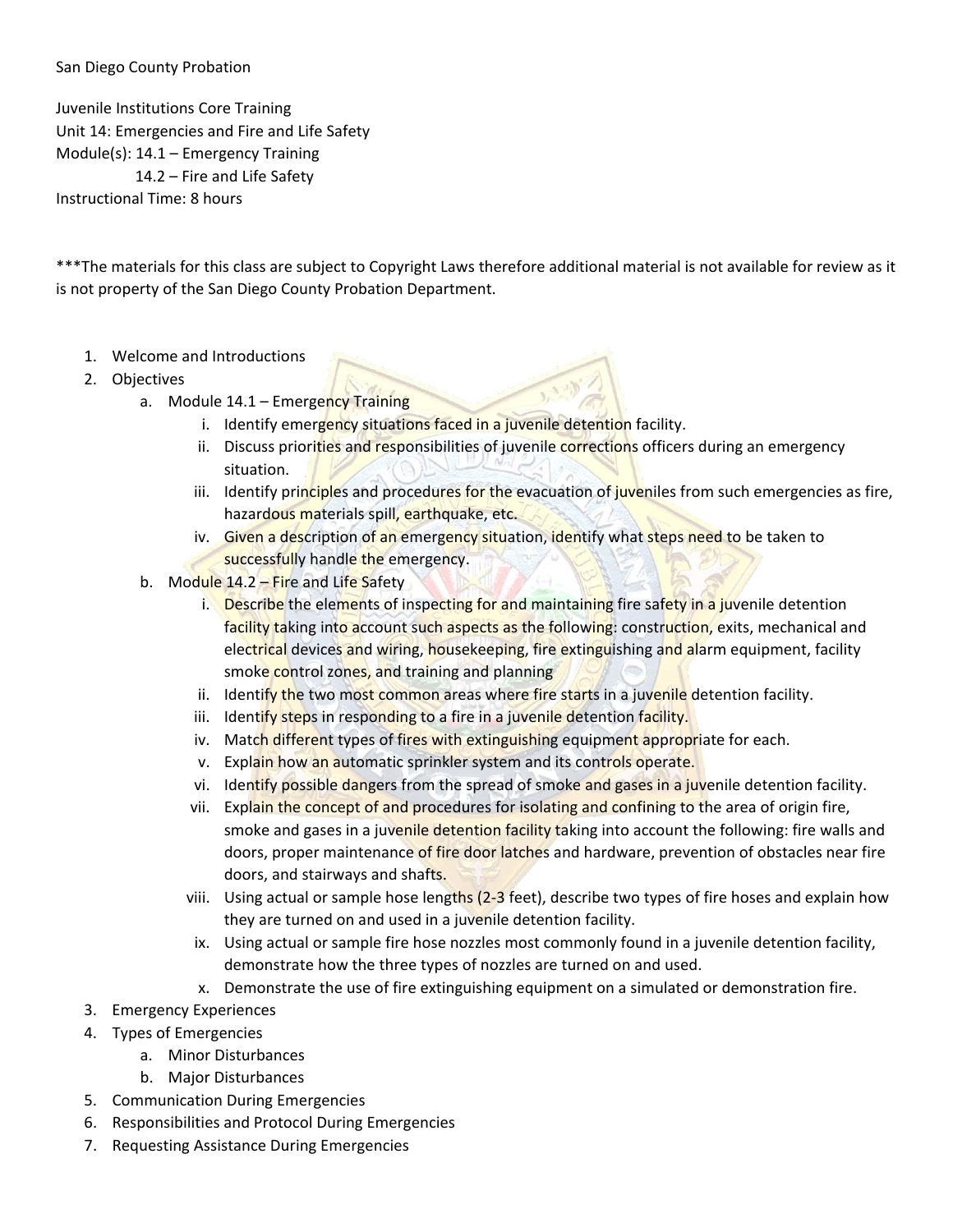San Diego County Probation

Juvenile Institutions Core Training
Unit 14: Emergencies and Fire and Life Safety
Module(s): 14.1 – Emergency Training
14.2 – Fire and Life Safety
Instructional Time: 8 hours

***The materials for this class are subject to Copyright Laws therefore additional material is not available for review as it is not property of the San Diego County Probation Department.

1. Welcome and Introductions
2. Objectives
   a. Module 14.1 – Emergency Training
      i. Identify emergency situations faced in a juvenile detention facility.
      ii. Discuss priorities and responsibilities of juvenile corrections officers during an emergency situation.
      iii. Identify principles and procedures for the evacuation of juveniles from such emergencies as fire, hazardous materials spill, earthquake, etc.
      iv. Given a description of an emergency situation, identify what steps need to be taken to successfully handle the emergency.
   b. Module 14.2 – Fire and Life Safety
      i. Describe the elements of inspecting for and maintaining fire safety in a juvenile detention facility taking into account such aspects as the following: construction, exits, mechanical and electrical devices and wiring, housekeeping, fire extinguishing and alarm equipment, facility smoke control zones, and training and planning
      ii. Identify the two most common areas where fire starts in a juvenile detention facility.
      iii. Identify steps in responding to a fire in a juvenile detention facility.
      iv. Match different types of fires with extinguishing equipment appropriate for each.
      v. Explain how an automatic sprinkler system and its controls operate.
      vi. Identify possible dangers from the spread of smoke and gases in a juvenile detention facility.
      vii. Explain the concept of and procedures for isolating and confining to the area of origin fire, smoke and gases in a juvenile detention facility taking into account the following: fire walls and doors, proper maintenance of fire door latches and hardware, prevention of obstacles near fire doors, and stairways and shafts.
      viii. Using actual or sample hose lengths (2-3 feet), describe two types of fire hoses and explain how they are turned on and used in a juvenile detention facility.
      ix. Using actual or sample fire hose nozzles most commonly found in a juvenile detention facility, demonstrate how the three types of nozzles are turned on and used.
      x. Demonstrate the use of fire extinguishing equipment on a simulated or demonstration fire.
3. Emergency Experiences
4. Types of Emergencies
   a. Minor Disturbances
   b. Major Disturbances
5. Communication During Emergencies
6. Responsibilities and Protocol During Emergencies
7. Requesting Assistance During Emergencies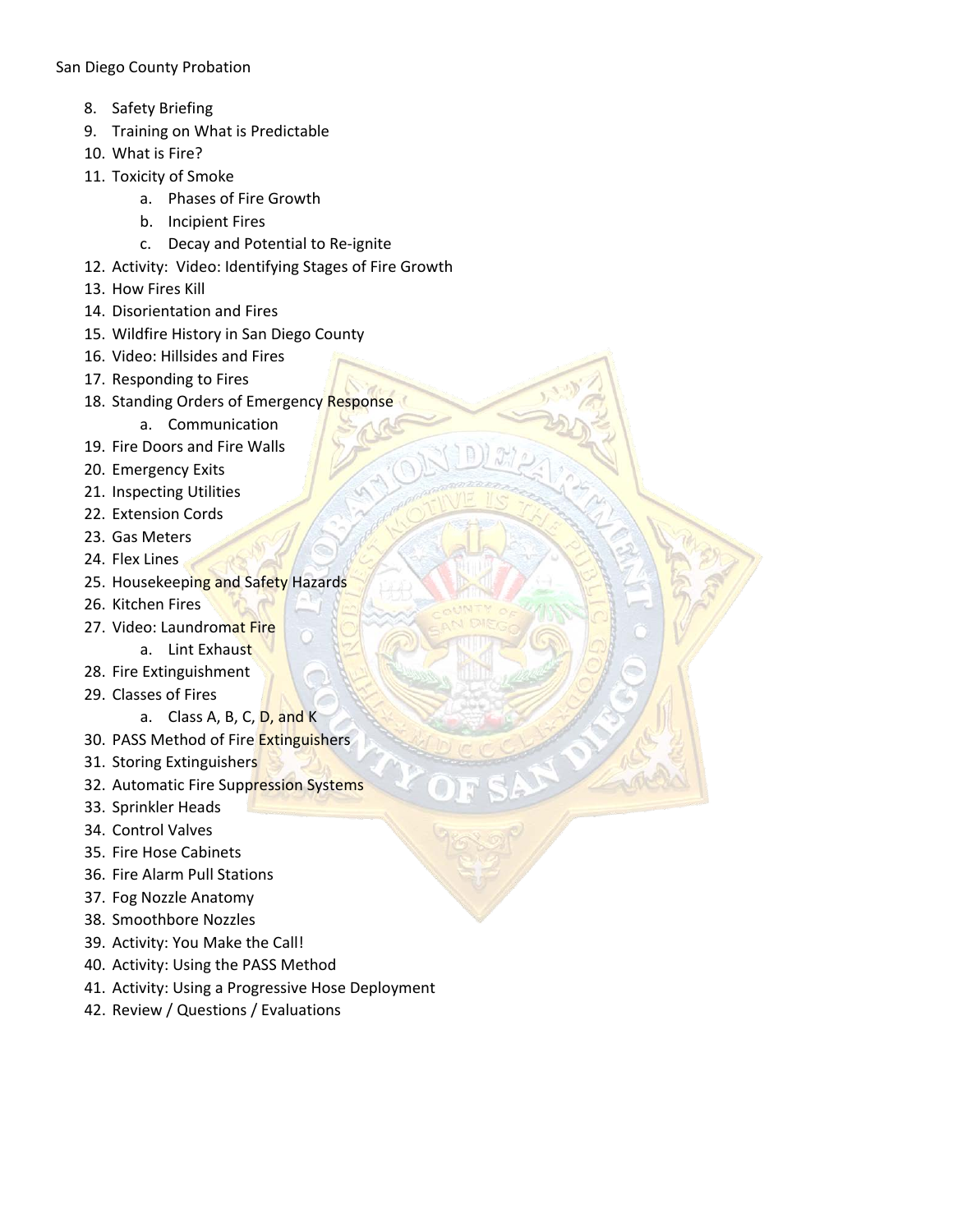8. Safety Briefing
9. Training on What is Predictable
10. What is Fire?
11. Toxicity of Smoke
    a. Phases of Fire Growth
    b. Incipient Fires
    c. Decay and Potential to Re-ignite
12. Activity: Video: Identifying Stages of Fire Growth
13. How Fires Kill
14. Disorientation and Fires
15. Wildfire History in San Diego County
16. Video: Hillsides and Fires
17. Responding to Fires
18. Standing Orders of Emergency Response
    a. Communication
19. Fire Doors and Fire Walls
20. Emergency Exits
21. Inspecting Utilities
22. Extension Cords
23. Gas Meters
24. Flex Lines
25. Housekeeping and Safety Hazards
26. Kitchen Fires
27. Video: Laundromat Fire
    a. Lint Exhaust
28. Fire Extinguishment
29. Classes of Fires
    a. Class A, B, C, D, and K
30. PASS Method of Fire Extinguishers
31. Storing Extinguishers
32. Automatic Fire Suppression Systems
33. Sprinkler Heads
34. Control Valves
35. Fire Hose Cabinets
36. Fire Alarm Pull Stations
37. Fog Nozzle Anatomy
38. Smoothbore Nozzles
39. Activity: You Make the Call!
40. Activity: Using the PASS Method
41. Activity: Using a Progressive Hose Deployment
42. Review / Questions / Evaluations